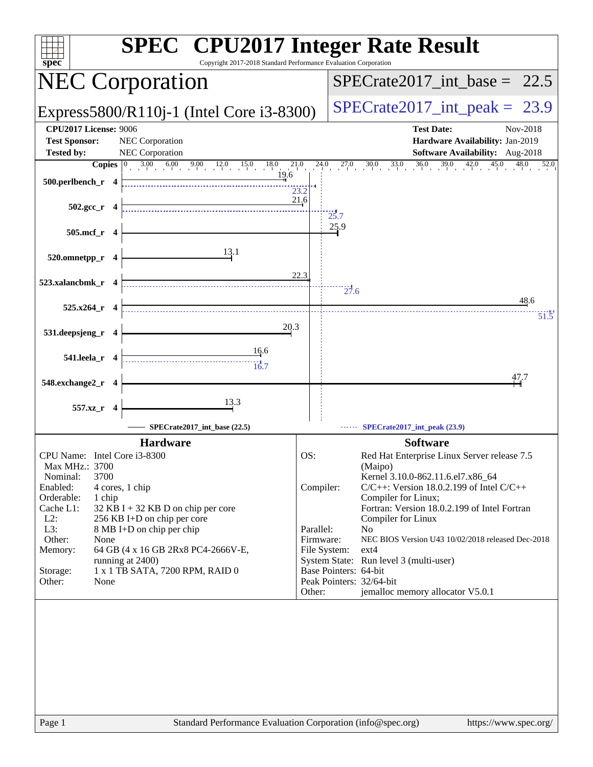# SPEC CPU2017 Integer Rate Result

Copyright 2017-2018 Standard Performance Evaluation Corporation

## NEC Corporation

Express5800/R110j-1 (Intel Core i3-8300)

SPECrate2017_int_base = 22.5

SPECrate2017_int_peak = 23.9

| | | | |
|---|---|---|---|
| **CPU2017 License:** | 9006 | **Test Date:** | Nov-2018 |
| **Test Sponsor:** | NEC Corporation | **Hardware Availability:** | Jan-2019 |
| **Tested by:** | NEC Corporation | **Software Availability:** | Aug-2018 |

| Benchmark | Copies | Base | Peak |
|---|---|---|---|
| 500.perlbench_r | 4 | 19.6 | 23.2 |
| 502.gcc_r | 4 | 21.6 | 25.7 |
| 505.mcf_r | 4 | 25.9 | |
| 520.omnetpp_r | 4 | 13.1 | |
| 523.xalancbmk_r | 4 | 22.3 | 27.6 |
| 525.x264_r | 4 | 48.6 | 51.5 |
| 531.deepsjeng_r | 4 | 20.3 | |
| 541.leela_r | 4 | 16.6 | 16.7 |
| 548.exchange2_r | 4 | 47.7 | |
| 557.xz_r | 4 | 13.3 | |

SPECrate2017_int_base (22.5) — SPECrate2017_int_peak (23.9)

### Hardware

| | |
|---|---|
| CPU Name: | Intel Core i3-8300 |
| Max MHz.: | 3700 |
| Nominal: | 3700 |
| Enabled: | 4 cores, 1 chip |
| Orderable: | 1 chip |
| Cache L1: | 32 KB I + 32 KB D on chip per core |
| L2: | 256 KB I+D on chip per core |
| L3: | 8 MB I+D on chip per chip |
| Other: | None |
| Memory: | 64 GB (4 x 16 GB 2Rx8 PC4-2666V-E, running at 2400) |
| Storage: | 1 x 1 TB SATA, 7200 RPM, RAID 0 |
| Other: | None |

### Software

| | |
|---|---|
| OS: | Red Hat Enterprise Linux Server release 7.5 (Maipo) Kernel 3.10.0-862.11.6.el7.x86_64 |
| Compiler: | C/C++: Version 18.0.2.199 of Intel C/C++ Compiler for Linux; Fortran: Version 18.0.2.199 of Intel Fortran Compiler for Linux |
| Parallel: | No |
| Firmware: | NEC BIOS Version U43 10/02/2018 released Dec-2018 |
| File System: | ext4 |
| System State: | Run level 3 (multi-user) |
| Base Pointers: | 64-bit |
| Peak Pointers: | 32/64-bit |
| Other: | jemalloc memory allocator V5.0.1 |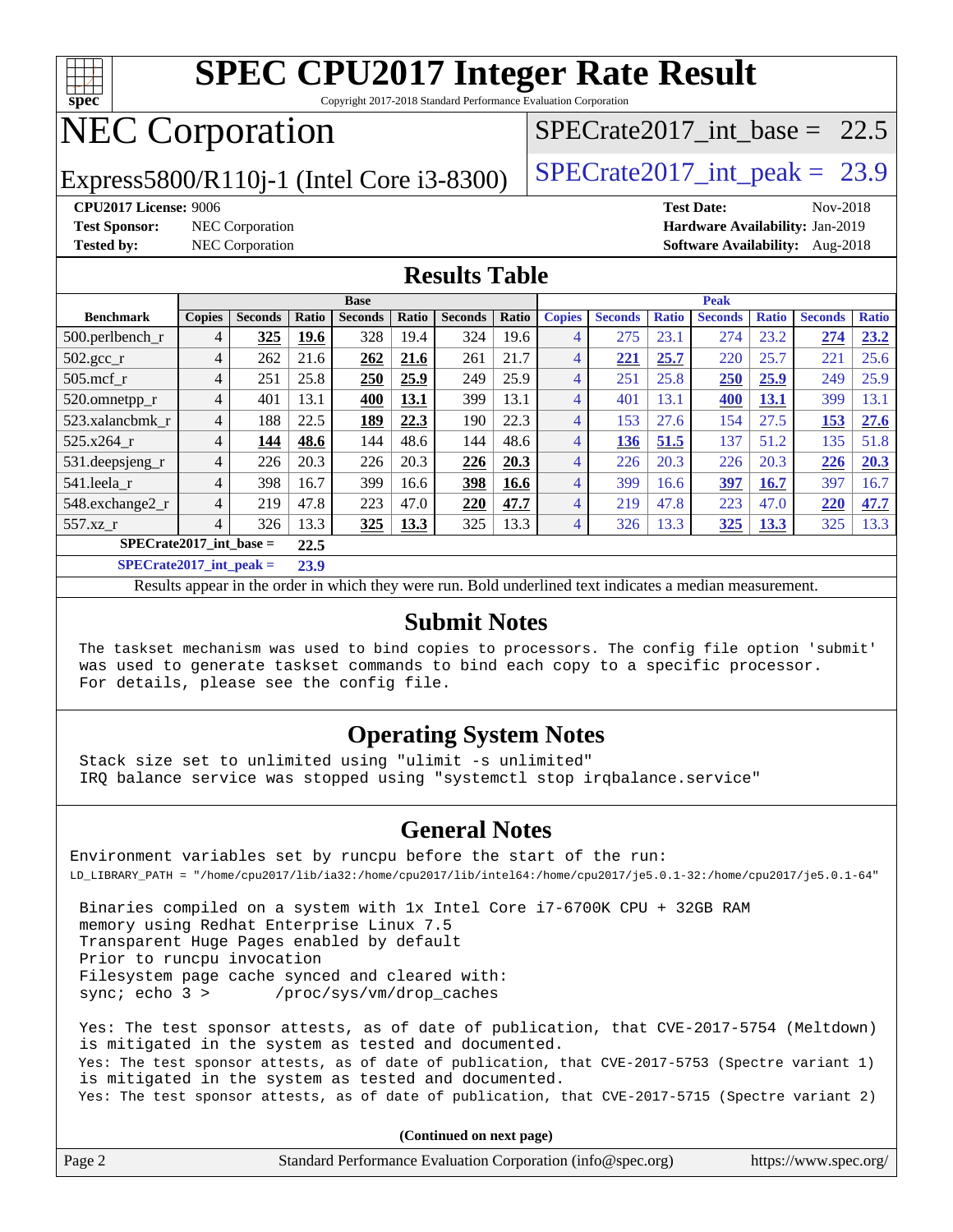# SPEC CPU2017 Integer Rate Result

Copyright 2017-2018 Standard Performance Evaluation Corporation

## NEC Corporation

Express5800/R110j-1 (Intel Core i3-8300)

SPECrate2017_int_base = 22.5

SPECrate2017_int_peak = 23.9

**CPU2017 License:** 9006
**Test Sponsor:** NEC Corporation
**Tested by:** NEC Corporation

**Test Date:** Nov-2018
**Hardware Availability:** Jan-2019
**Software Availability:** Aug-2018

## Results Table

| Benchmark | Base | | | | | | | Peak | | | | | | |
|---|---|---|---|---|---|---|---|---|---|---|---|---|---|---|
| | Copies | Seconds | Ratio | Seconds | Ratio | Seconds | Ratio | Copies | Seconds | Ratio | Seconds | Ratio | Seconds | Ratio |
| 500.perlbench_r | 4 | **325** | **19.6** | 328 | 19.4 | 324 | 19.6 | 4 | 275 | 23.1 | 274 | 23.2 | **274** | **23.2** |
| 502.gcc_r | 4 | 262 | 21.6 | **262** | **21.6** | 261 | 21.7 | 4 | **221** | **25.7** | 220 | 25.7 | 221 | 25.6 |
| 505.mcf_r | 4 | 251 | 25.8 | **250** | **25.9** | 249 | 25.9 | 4 | 251 | 25.8 | **250** | **25.9** | 249 | 25.9 |
| 520.omnetpp_r | 4 | 401 | 13.1 | **400** | **13.1** | 399 | 13.1 | 4 | 401 | 13.1 | **400** | **13.1** | 399 | 13.1 |
| 523.xalancbmk_r | 4 | 188 | 22.5 | **189** | **22.3** | 190 | 22.3 | 4 | 153 | 27.6 | 154 | 27.5 | **153** | **27.6** |
| 525.x264_r | 4 | **144** | **48.6** | 144 | 48.6 | 144 | 48.6 | 4 | **136** | **51.5** | 137 | 51.2 | 135 | 51.8 |
| 531.deepsjeng_r | 4 | 226 | 20.3 | 226 | 20.3 | **226** | **20.3** | 4 | 226 | 20.3 | 226 | 20.3 | **226** | **20.3** |
| 541.leela_r | 4 | 398 | 16.7 | 399 | 16.6 | **398** | **16.6** | 4 | 399 | 16.6 | **397** | **16.7** | 397 | 16.7 |
| 548.exchange2_r | 4 | 219 | 47.8 | 223 | 47.0 | **220** | **47.7** | 4 | 219 | 47.8 | 223 | 47.0 | **220** | **47.7** |
| 557.xz_r | 4 | 326 | 13.3 | **325** | **13.3** | 325 | 13.3 | 4 | 326 | 13.3 | **325** | **13.3** | 325 | 13.3 |

**SPECrate2017_int_base = 22.5**

**SPECrate2017_int_peak = 23.9**

Results appear in the order in which they were run. Bold underlined text indicates a median measurement.

## Submit Notes

```
The taskset mechanism was used to bind copies to processors. The config file option 'submit'
was used to generate taskset commands to bind each copy to a specific processor.
For details, please see the config file.
```

## Operating System Notes

```
Stack size set to unlimited using "ulimit -s unlimited"
IRQ balance service was stopped using "systemctl stop irqbalance.service"
```

## General Notes

```
Environment variables set by runcpu before the start of the run:
LD_LIBRARY_PATH = "/home/cpu2017/lib/ia32:/home/cpu2017/lib/intel64:/home/cpu2017/je5.0.1-32:/home/cpu2017/je5.0.1-64"

 Binaries compiled on a system with 1x Intel Core i7-6700K CPU + 32GB RAM
 memory using Redhat Enterprise Linux 7.5
 Transparent Huge Pages enabled by default
 Prior to runcpu invocation
 Filesystem page cache synced and cleared with:
 sync; echo 3 >       /proc/sys/vm/drop_caches

 Yes: The test sponsor attests, as of date of publication, that CVE-2017-5754 (Meltdown)
 is mitigated in the system as tested and documented.
 Yes: The test sponsor attests, as of date of publication, that CVE-2017-5753 (Spectre variant 1)
 is mitigated in the system as tested and documented.
 Yes: The test sponsor attests, as of date of publication, that CVE-2017-5715 (Spectre variant 2)
```

**(Continued on next page)**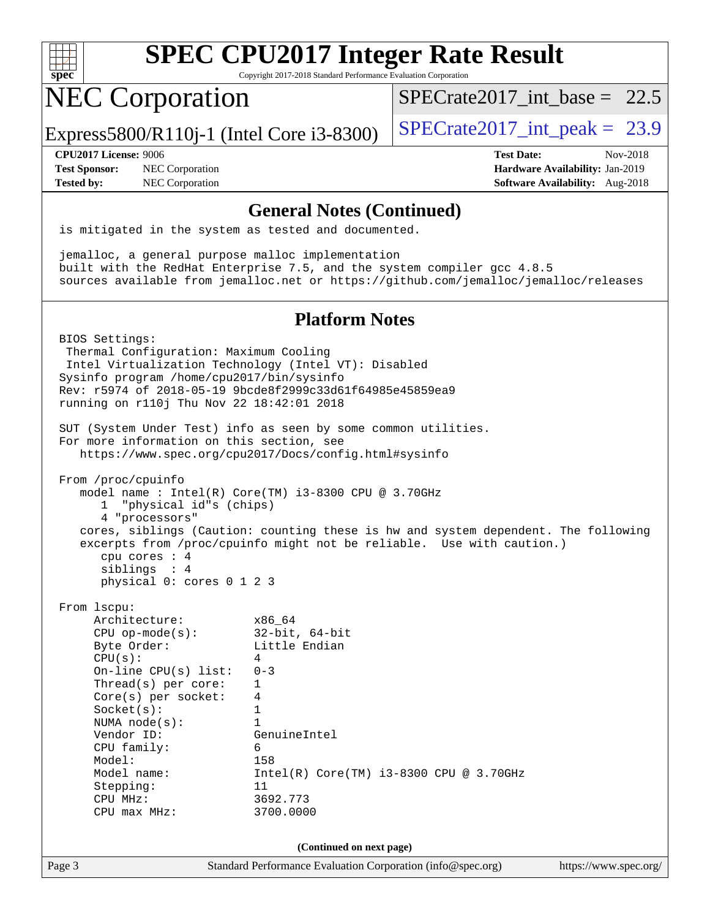## General Notes (Continued)

```
is mitigated in the system as tested and documented.

jemalloc, a general purpose malloc implementation
built with the RedHat Enterprise 7.5, and the system compiler gcc 4.8.5
sources available from jemalloc.net or https://github.com/jemalloc/jemalloc/releases
```

## Platform Notes

```
BIOS Settings:
 Thermal Configuration: Maximum Cooling
 Intel Virtualization Technology (Intel VT): Disabled
Sysinfo program /home/cpu2017/bin/sysinfo
Rev: r5974 of 2018-05-19 9bcde8f2999c33d61f64985e45859ea9
running on r110j Thu Nov 22 18:42:01 2018

SUT (System Under Test) info as seen by some common utilities.
For more information on this section, see
   https://www.spec.org/cpu2017/Docs/config.html#sysinfo

From /proc/cpuinfo
   model name : Intel(R) Core(TM) i3-8300 CPU @ 3.70GHz
      1  "physical id"s (chips)
      4 "processors"
   cores, siblings (Caution: counting these is hw and system dependent. The following
   excerpts from /proc/cpuinfo might not be reliable.  Use with caution.)
      cpu cores : 4
      siblings  : 4
      physical 0: cores 0 1 2 3

From lscpu:
     Architecture:          x86_64
     CPU op-mode(s):        32-bit, 64-bit
     Byte Order:            Little Endian
     CPU(s):                4
     On-line CPU(s) list:   0-3
     Thread(s) per core:    1
     Core(s) per socket:    4
     Socket(s):             1
     NUMA node(s):          1
     Vendor ID:             GenuineIntel
     CPU family:            6
     Model:                 158
     Model name:            Intel(R) Core(TM) i3-8300 CPU @ 3.70GHz
     Stepping:              11
     CPU MHz:               3692.773
     CPU max MHz:           3700.0000
```

(Continued on next page)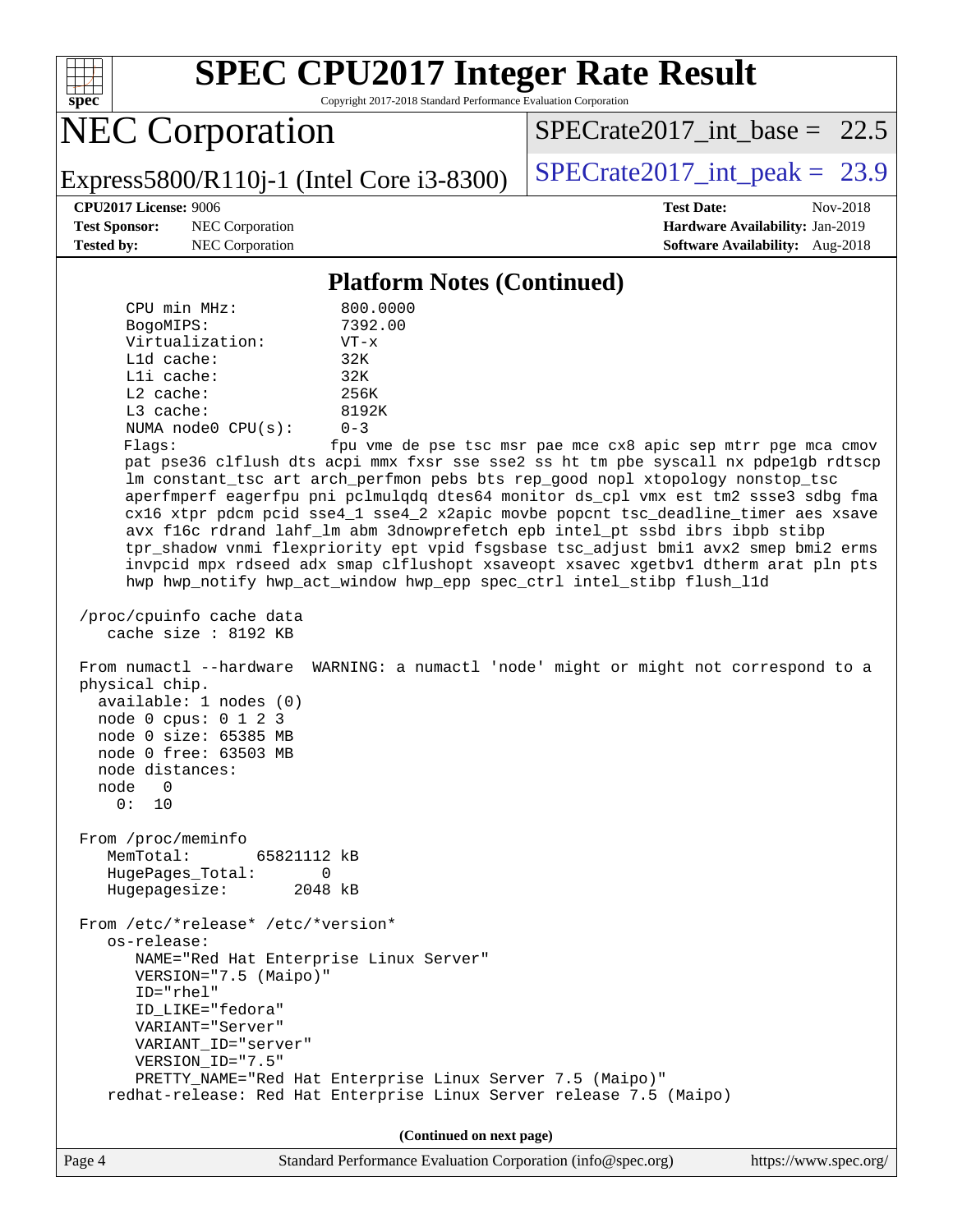## Platform Notes (Continued)

```
      CPU min MHz:           800.0000
      BogoMIPS:              7392.00
      Virtualization:        VT-x
      L1d cache:             32K
      L1i cache:             32K
      L2 cache:              256K
      L3 cache:              8192K
      NUMA node0 CPU(s):     0-3
      Flags:                 fpu vme de pse tsc msr pae mce cx8 apic sep mtrr pge mca cmov
      pat pse36 clflush dts acpi mmx fxsr sse sse2 ss ht tm pbe syscall nx pdpe1gb rdtscp
      lm constant_tsc art arch_perfmon pebs bts rep_good nopl xtopology nonstop_tsc
      aperfmperf eagerfpu pni pclmulqdq dtes64 monitor ds_cpl vmx est tm2 ssse3 sdbg fma
      cx16 xtpr pdcm pcid sse4_1 sse4_2 x2apic movbe popcnt tsc_deadline_timer aes xsave
      avx f16c rdrand lahf_lm abm 3dnowprefetch epb intel_pt ssbd ibrs ibpb stibp
      tpr_shadow vnmi flexpriority ept vpid fsgsbase tsc_adjust bmi1 avx2 smep bmi2 erms
      invpcid mpx rdseed adx smap clflushopt xsaveopt xsavec xgetbv1 dtherm arat pln pts
      hwp hwp_notify hwp_act_window hwp_epp spec_ctrl intel_stibp flush_l1d

 /proc/cpuinfo cache data
    cache size : 8192 KB

 From numactl --hardware  WARNING: a numactl 'node' might or might not correspond to a
 physical chip.
   available: 1 nodes (0)
   node 0 cpus: 0 1 2 3
   node 0 size: 65385 MB
   node 0 free: 63503 MB
   node distances:
   node   0
     0:  10

 From /proc/meminfo
    MemTotal:       65821112 kB
    HugePages_Total:       0
    Hugepagesize:       2048 kB

 From /etc/*release* /etc/*version*
    os-release:
       NAME="Red Hat Enterprise Linux Server"
       VERSION="7.5 (Maipo)"
       ID="rhel"
       ID_LIKE="fedora"
       VARIANT="Server"
       VARIANT_ID="server"
       VERSION_ID="7.5"
       PRETTY_NAME="Red Hat Enterprise Linux Server 7.5 (Maipo)"
    redhat-release: Red Hat Enterprise Linux Server release 7.5 (Maipo)
```

(Continued on next page)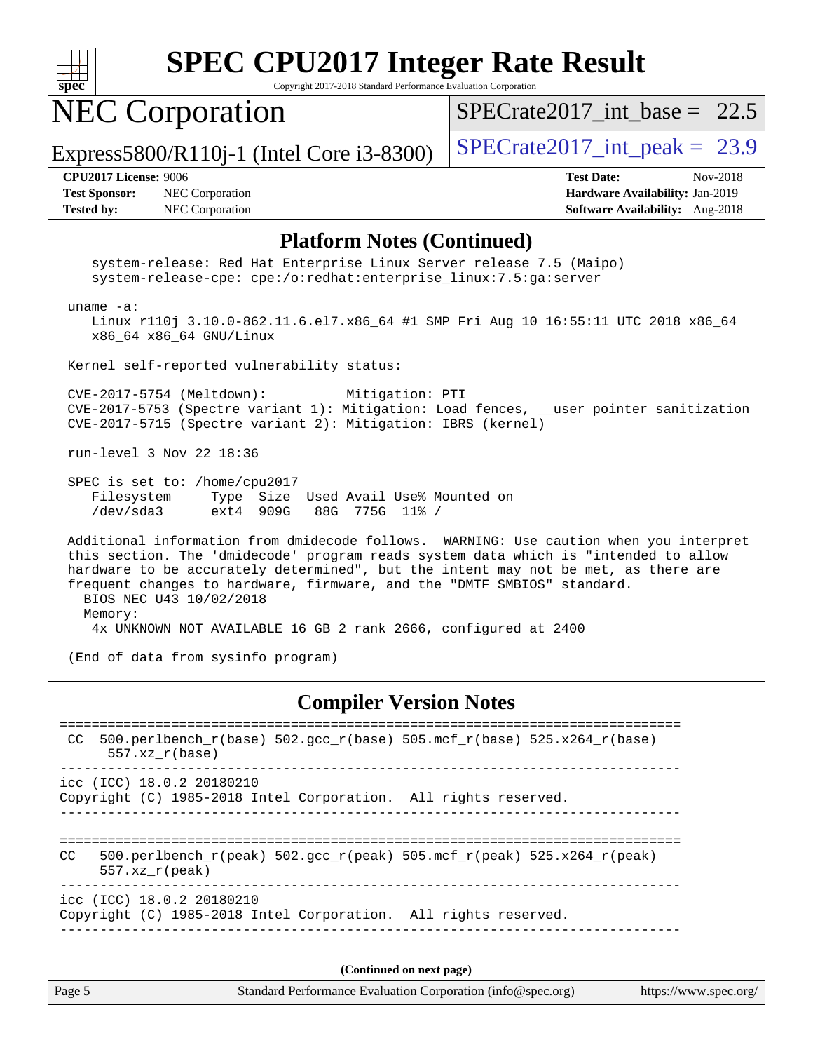## Platform Notes (Continued)

```
    system-release: Red Hat Enterprise Linux Server release 7.5 (Maipo)
    system-release-cpe: cpe:/o:redhat:enterprise_linux:7.5:ga:server

 uname -a:
    Linux r110j 3.10.0-862.11.6.el7.x86_64 #1 SMP Fri Aug 10 16:55:11 UTC 2018 x86_64
    x86_64 x86_64 GNU/Linux

 Kernel self-reported vulnerability status:

 CVE-2017-5754 (Meltdown):          Mitigation: PTI
 CVE-2017-5753 (Spectre variant 1): Mitigation: Load fences, __user pointer sanitization
 CVE-2017-5715 (Spectre variant 2): Mitigation: IBRS (kernel)

 run-level 3 Nov 22 18:36

 SPEC is set to: /home/cpu2017
    Filesystem     Type  Size  Used Avail Use% Mounted on
    /dev/sda3      ext4  909G   88G  775G  11% /

 Additional information from dmidecode follows.  WARNING: Use caution when you interpret
 this section. The 'dmidecode' program reads system data which is "intended to allow
 hardware to be accurately determined", but the intent may not be met, as there are
 frequent changes to hardware, firmware, and the "DMTF SMBIOS" standard.
   BIOS NEC U43 10/02/2018
   Memory:
    4x UNKNOWN NOT AVAILABLE 16 GB 2 rank 2666, configured at 2400

 (End of data from sysinfo program)
```

## Compiler Version Notes

```
==============================================================================
 CC  500.perlbench_r(base) 502.gcc_r(base) 505.mcf_r(base) 525.x264_r(base)
      557.xz_r(base)
------------------------------------------------------------------------------
icc (ICC) 18.0.2 20180210
Copyright (C) 1985-2018 Intel Corporation.  All rights reserved.
------------------------------------------------------------------------------

==============================================================================
CC   500.perlbench_r(peak) 502.gcc_r(peak) 505.mcf_r(peak) 525.x264_r(peak)
      557.xz_r(peak)
------------------------------------------------------------------------------
icc (ICC) 18.0.2 20180210
Copyright (C) 1985-2018 Intel Corporation.  All rights reserved.
------------------------------------------------------------------------------
```

**(Continued on next page)**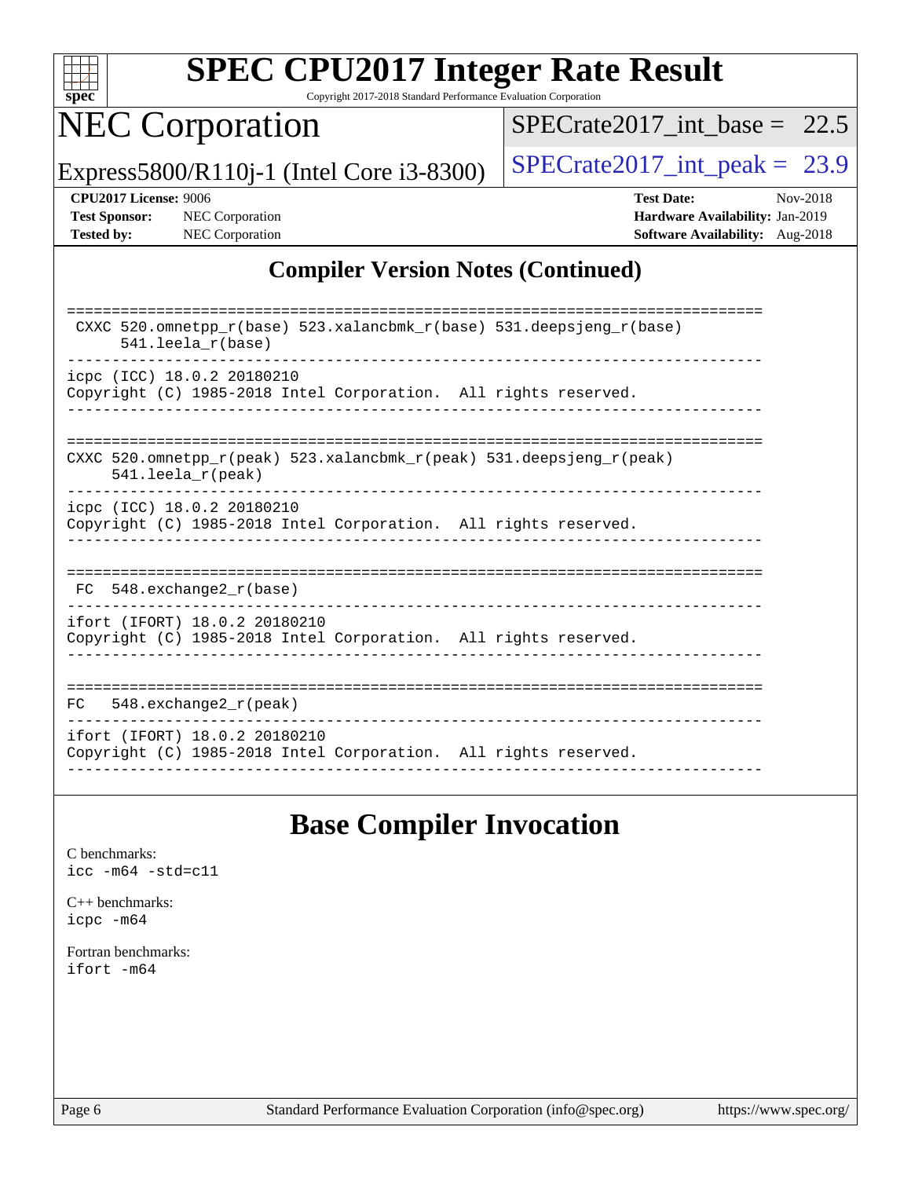## Compiler Version Notes (Continued)

```
==============================================================================
 CXXC 520.omnetpp_r(base) 523.xalancbmk_r(base) 531.deepsjeng_r(base)
      541.leela_r(base)
------------------------------------------------------------------------------
icpc (ICC) 18.0.2 20180210
Copyright (C) 1985-2018 Intel Corporation.  All rights reserved.
------------------------------------------------------------------------------

==============================================================================
CXXC 520.omnetpp_r(peak) 523.xalancbmk_r(peak) 531.deepsjeng_r(peak)
     541.leela_r(peak)
------------------------------------------------------------------------------
icpc (ICC) 18.0.2 20180210
Copyright (C) 1985-2018 Intel Corporation.  All rights reserved.
------------------------------------------------------------------------------

==============================================================================
 FC  548.exchange2_r(base)
------------------------------------------------------------------------------
ifort (IFORT) 18.0.2 20180210
Copyright (C) 1985-2018 Intel Corporation.  All rights reserved.
------------------------------------------------------------------------------

==============================================================================
FC   548.exchange2_r(peak)
------------------------------------------------------------------------------
ifort (IFORT) 18.0.2 20180210
Copyright (C) 1985-2018 Intel Corporation.  All rights reserved.
------------------------------------------------------------------------------
```

## Base Compiler Invocation

C benchmarks:
icc -m64 -std=c11

C++ benchmarks:
icpc -m64

Fortran benchmarks:
ifort -m64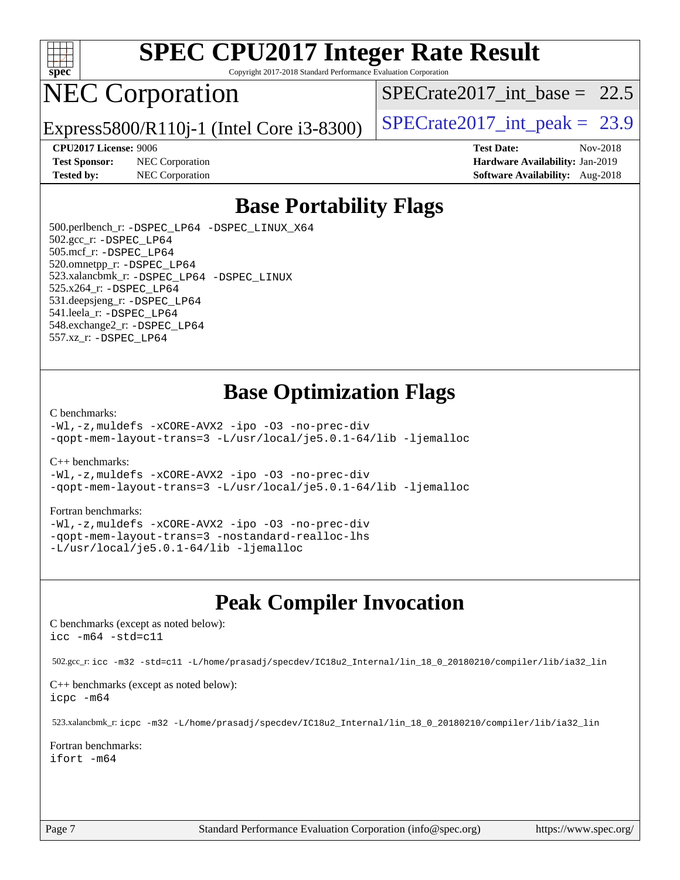# SPEC CPU2017 Integer Rate Result

Copyright 2017-2018 Standard Performance Evaluation Corporation

# NEC Corporation

Express5800/R110j-1 (Intel Core i3-8300)

SPECrate2017_int_base = 22.5

SPECrate2017_int_peak = 23.9

**CPU2017 License:** 9006
**Test Sponsor:** NEC Corporation
**Tested by:** NEC Corporation

**Test Date:** Nov-2018
**Hardware Availability:** Jan-2019
**Software Availability:** Aug-2018

## Base Portability Flags

500.perlbench_r: `-DSPEC_LP64 -DSPEC_LINUX_X64`
502.gcc_r: `-DSPEC_LP64`
505.mcf_r: `-DSPEC_LP64`
520.omnetpp_r: `-DSPEC_LP64`
523.xalancbmk_r: `-DSPEC_LP64 -DSPEC_LINUX`
525.x264_r: `-DSPEC_LP64`
531.deepsjeng_r: `-DSPEC_LP64`
541.leela_r: `-DSPEC_LP64`
548.exchange2_r: `-DSPEC_LP64`
557.xz_r: `-DSPEC_LP64`

## Base Optimization Flags

C benchmarks:

```
-Wl,-z,muldefs -xCORE-AVX2 -ipo -O3 -no-prec-div
-qopt-mem-layout-trans=3 -L/usr/local/je5.0.1-64/lib -ljemalloc
```

C++ benchmarks:

```
-Wl,-z,muldefs -xCORE-AVX2 -ipo -O3 -no-prec-div
-qopt-mem-layout-trans=3 -L/usr/local/je5.0.1-64/lib -ljemalloc
```

Fortran benchmarks:

```
-Wl,-z,muldefs -xCORE-AVX2 -ipo -O3 -no-prec-div
-qopt-mem-layout-trans=3 -nostandard-realloc-lhs
-L/usr/local/je5.0.1-64/lib -ljemalloc
```

## Peak Compiler Invocation

C benchmarks (except as noted below):

```
icc -m64 -std=c11
```

502.gcc_r: `icc -m32 -std=c11 -L/home/prasadj/specdev/IC18u2_Internal/lin_18_0_20180210/compiler/lib/ia32_lin`

C++ benchmarks (except as noted below):

```
icpc -m64
```

523.xalancbmk_r: `icpc -m32 -L/home/prasadj/specdev/IC18u2_Internal/lin_18_0_20180210/compiler/lib/ia32_lin`

Fortran benchmarks:

```
ifort -m64
```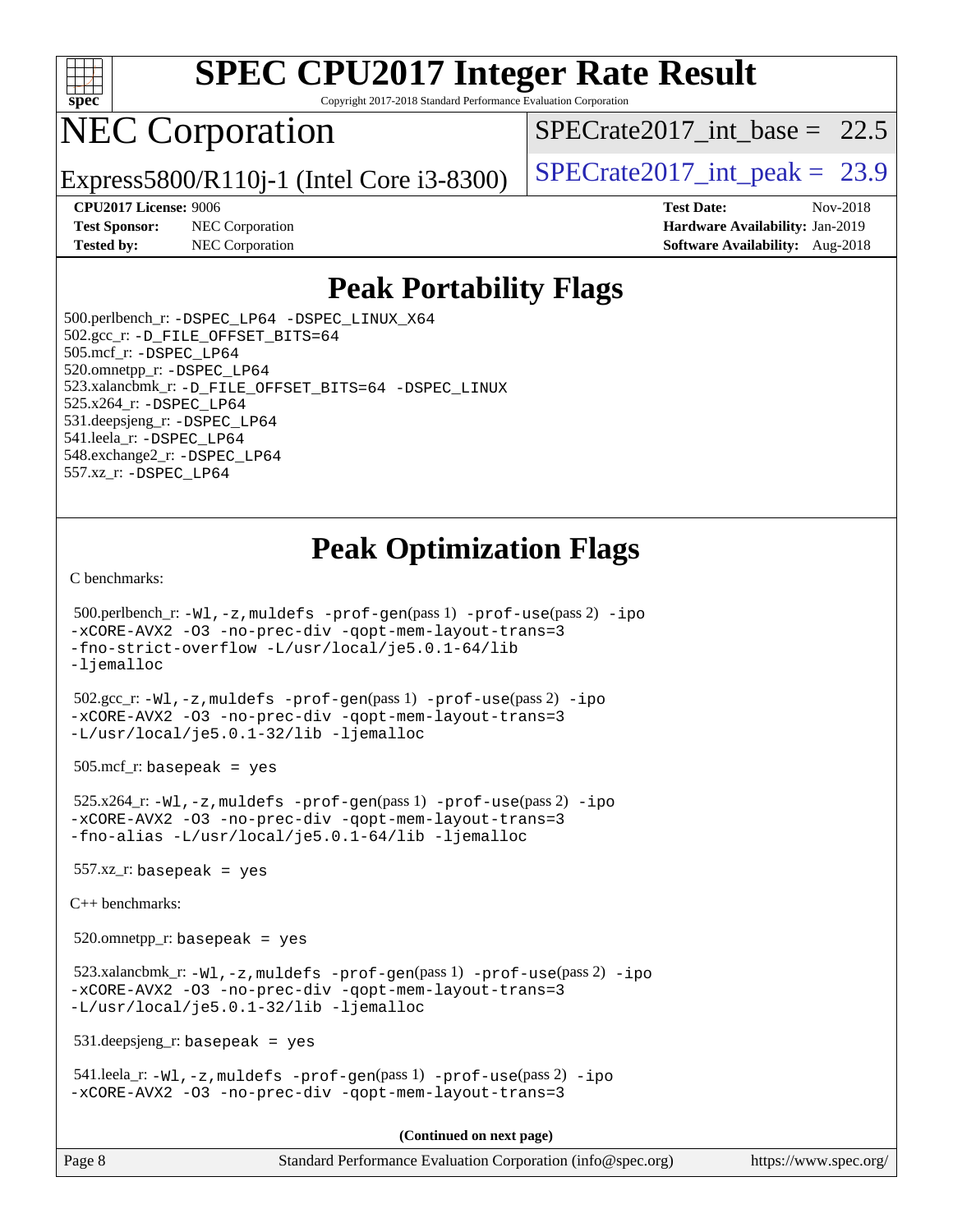# SPEC CPU2017 Integer Rate Result

Copyright 2017-2018 Standard Performance Evaluation Corporation

# NEC Corporation

Express5800/R110j-1 (Intel Core i3-8300)

SPECrate2017_int_base = 22.5

SPECrate2017_int_peak = 23.9

**CPU2017 License:** 9006
**Test Sponsor:** NEC Corporation
**Tested by:** NEC Corporation

**Test Date:** Nov-2018
**Hardware Availability:** Jan-2019
**Software Availability:** Aug-2018

## Peak Portability Flags

500.perlbench_r: -DSPEC_LP64 -DSPEC_LINUX_X64
502.gcc_r: -D_FILE_OFFSET_BITS=64
505.mcf_r: -DSPEC_LP64
520.omnetpp_r: -DSPEC_LP64
523.xalancbmk_r: -D_FILE_OFFSET_BITS=64 -DSPEC_LINUX
525.x264_r: -DSPEC_LP64
531.deepsjeng_r: -DSPEC_LP64
541.leela_r: -DSPEC_LP64
548.exchange2_r: -DSPEC_LP64
557.xz_r: -DSPEC_LP64

## Peak Optimization Flags

C benchmarks:

500.perlbench_r: -Wl,-z,muldefs -prof-gen(pass 1) -prof-use(pass 2) -ipo -xCORE-AVX2 -O3 -no-prec-div -qopt-mem-layout-trans=3 -fno-strict-overflow -L/usr/local/je5.0.1-64/lib -ljemalloc

502.gcc_r: -Wl,-z,muldefs -prof-gen(pass 1) -prof-use(pass 2) -ipo -xCORE-AVX2 -O3 -no-prec-div -qopt-mem-layout-trans=3 -L/usr/local/je5.0.1-32/lib -ljemalloc

505.mcf_r: basepeak = yes

525.x264_r: -Wl,-z,muldefs -prof-gen(pass 1) -prof-use(pass 2) -ipo -xCORE-AVX2 -O3 -no-prec-div -qopt-mem-layout-trans=3 -fno-alias -L/usr/local/je5.0.1-64/lib -ljemalloc

557.xz_r: basepeak = yes

C++ benchmarks:

520.omnetpp_r: basepeak = yes

523.xalancbmk_r: -Wl,-z,muldefs -prof-gen(pass 1) -prof-use(pass 2) -ipo -xCORE-AVX2 -O3 -no-prec-div -qopt-mem-layout-trans=3 -L/usr/local/je5.0.1-32/lib -ljemalloc

531.deepsjeng_r: basepeak = yes

541.leela_r: -Wl,-z,muldefs -prof-gen(pass 1) -prof-use(pass 2) -ipo -xCORE-AVX2 -O3 -no-prec-div -qopt-mem-layout-trans=3

**(Continued on next page)**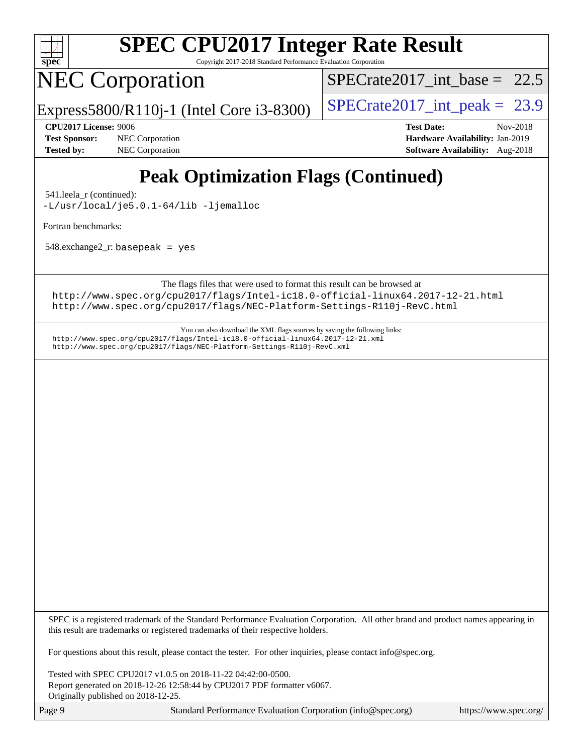# Peak Optimization Flags (Continued)

541.leela_r (continued):
-L/usr/local/je5.0.1-64/lib -ljemalloc

Fortran benchmarks:

548.exchange2_r: basepeak = yes

The flags files that were used to format this result can be browsed at
http://www.spec.org/cpu2017/flags/Intel-ic18.0-official-linux64.2017-12-21.html
http://www.spec.org/cpu2017/flags/NEC-Platform-Settings-R110j-RevC.html

You can also download the XML flags sources by saving the following links:
http://www.spec.org/cpu2017/flags/Intel-ic18.0-official-linux64.2017-12-21.xml
http://www.spec.org/cpu2017/flags/NEC-Platform-Settings-R110j-RevC.xml

SPEC is a registered trademark of the Standard Performance Evaluation Corporation. All other brand and product names appearing in this result are trademarks or registered trademarks of their respective holders.

For questions about this result, please contact the tester. For other inquiries, please contact info@spec.org.

Tested with SPEC CPU2017 v1.0.5 on 2018-11-22 04:42:00-0500.
Report generated on 2018-12-26 12:58:44 by CPU2017 PDF formatter v6067.
Originally published on 2018-12-25.